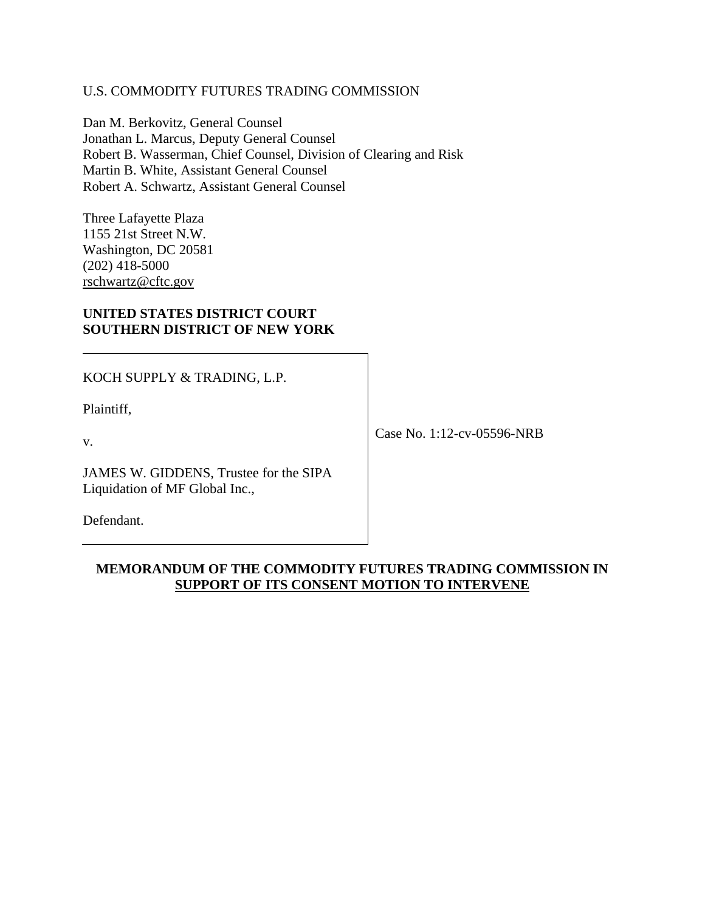U.S. COMMODITY FUTURES TRADING COMMISSION

Dan M. Berkovitz, General Counsel
Jonathan L. Marcus, Deputy General Counsel
Robert B. Wasserman, Chief Counsel, Division of Clearing and Risk
Martin B. White, Assistant General Counsel
Robert A. Schwartz, Assistant General Counsel

Three Lafayette Plaza
1155 21st Street N.W.
Washington, DC 20581
(202) 418-5000
rschwartz@cftc.gov

**UNITED STATES DISTRICT COURT**
**SOUTHERN DISTRICT OF NEW YORK**

| | |
|---|---|
| KOCH SUPPLY & TRADING, L.P.<br><br>Plaintiff,<br><br>v.<br><br>JAMES W. GIDDENS, Trustee for the SIPA Liquidation of MF Global Inc.,<br><br>Defendant. | Case No. 1:12-cv-05596-NRB |

**MEMORANDUM OF THE COMMODITY FUTURES TRADING COMMISSION IN SUPPORT OF ITS CONSENT MOTION TO INTERVENE**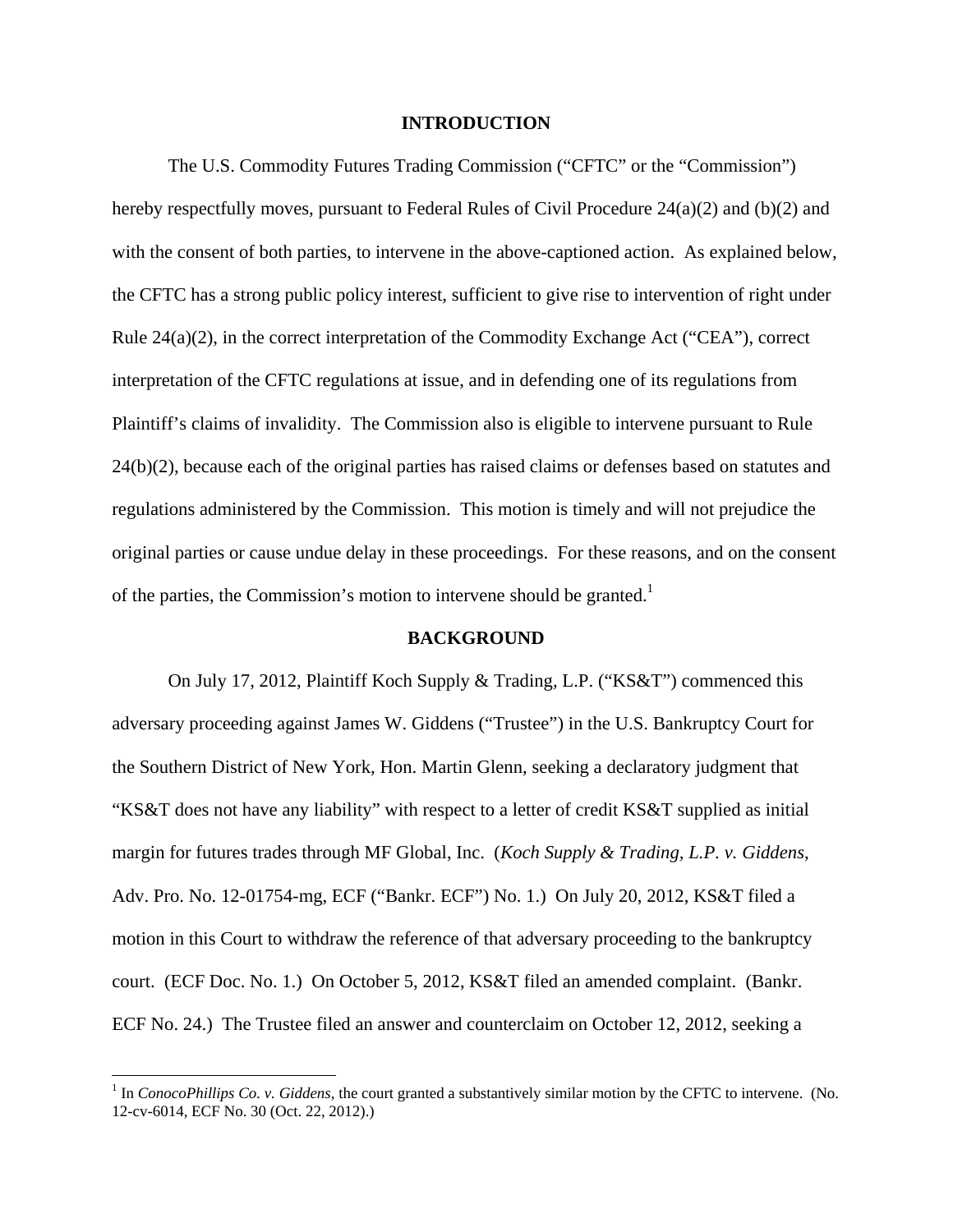## INTRODUCTION

The U.S. Commodity Futures Trading Commission ("CFTC" or the "Commission") hereby respectfully moves, pursuant to Federal Rules of Civil Procedure 24(a)(2) and (b)(2) and with the consent of both parties, to intervene in the above-captioned action. As explained below, the CFTC has a strong public policy interest, sufficient to give rise to intervention of right under Rule 24(a)(2), in the correct interpretation of the Commodity Exchange Act ("CEA"), correct interpretation of the CFTC regulations at issue, and in defending one of its regulations from Plaintiff's claims of invalidity. The Commission also is eligible to intervene pursuant to Rule 24(b)(2), because each of the original parties has raised claims or defenses based on statutes and regulations administered by the Commission. This motion is timely and will not prejudice the original parties or cause undue delay in these proceedings. For these reasons, and on the consent of the parties, the Commission's motion to intervene should be granted.[1]

## BACKGROUND

On July 17, 2012, Plaintiff Koch Supply & Trading, L.P. ("KS&T") commenced this adversary proceeding against James W. Giddens ("Trustee") in the U.S. Bankruptcy Court for the Southern District of New York, Hon. Martin Glenn, seeking a declaratory judgment that "KS&T does not have any liability" with respect to a letter of credit KS&T supplied as initial margin for futures trades through MF Global, Inc. (*Koch Supply & Trading, L.P. v. Giddens*, Adv. Pro. No. 12-01754-mg, ECF ("Bankr. ECF") No. 1.) On July 20, 2012, KS&T filed a motion in this Court to withdraw the reference of that adversary proceeding to the bankruptcy court. (ECF Doc. No. 1.) On October 5, 2012, KS&T filed an amended complaint. (Bankr. ECF No. 24.) The Trustee filed an answer and counterclaim on October 12, 2012, seeking a

[1] In *ConocoPhillips Co. v. Giddens*, the court granted a substantively similar motion by the CFTC to intervene. (No. 12-cv-6014, ECF No. 30 (Oct. 22, 2012).)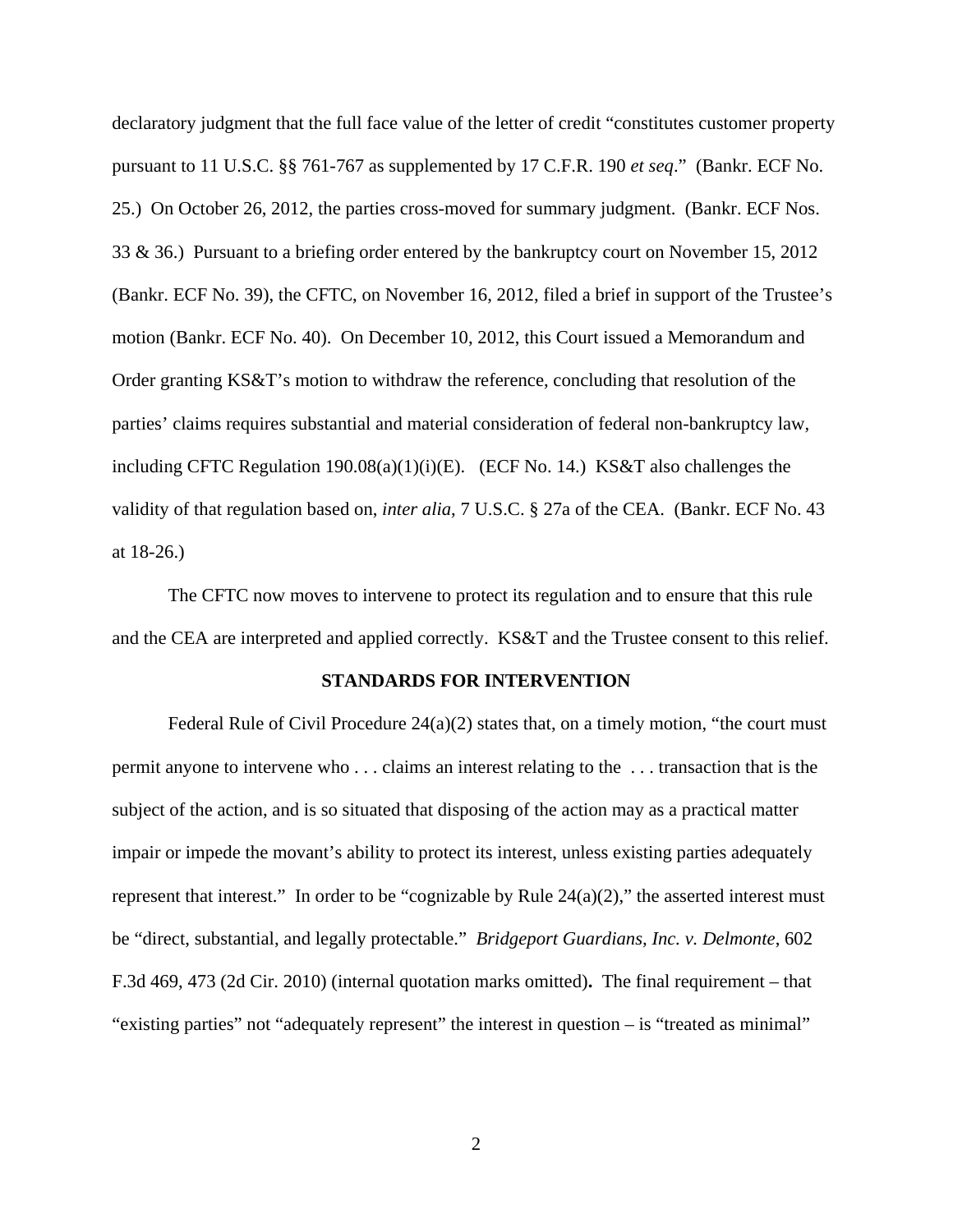declaratory judgment that the full face value of the letter of credit "constitutes customer property pursuant to 11 U.S.C. §§ 761-767 as supplemented by 17 C.F.R. 190 *et seq*." (Bankr. ECF No. 25.) On October 26, 2012, the parties cross-moved for summary judgment. (Bankr. ECF Nos. 33 & 36.) Pursuant to a briefing order entered by the bankruptcy court on November 15, 2012 (Bankr. ECF No. 39), the CFTC, on November 16, 2012, filed a brief in support of the Trustee's motion (Bankr. ECF No. 40). On December 10, 2012, this Court issued a Memorandum and Order granting KS&T's motion to withdraw the reference, concluding that resolution of the parties' claims requires substantial and material consideration of federal non-bankruptcy law, including CFTC Regulation 190.08(a)(1)(i)(E). (ECF No. 14.) KS&T also challenges the validity of that regulation based on, *inter alia*, 7 U.S.C. § 27a of the CEA. (Bankr. ECF No. 43 at 18-26.)

The CFTC now moves to intervene to protect its regulation and to ensure that this rule and the CEA are interpreted and applied correctly. KS&T and the Trustee consent to this relief.

## STANDARDS FOR INTERVENTION

Federal Rule of Civil Procedure 24(a)(2) states that, on a timely motion, "the court must permit anyone to intervene who . . . claims an interest relating to the . . . transaction that is the subject of the action, and is so situated that disposing of the action may as a practical matter impair or impede the movant's ability to protect its interest, unless existing parties adequately represent that interest." In order to be "cognizable by Rule 24(a)(2)," the asserted interest must be "direct, substantial, and legally protectable." *Bridgeport Guardians, Inc. v. Delmonte*, 602 F.3d 469, 473 (2d Cir. 2010) (internal quotation marks omitted). The final requirement – that "existing parties" not "adequately represent" the interest in question – is "treated as minimal"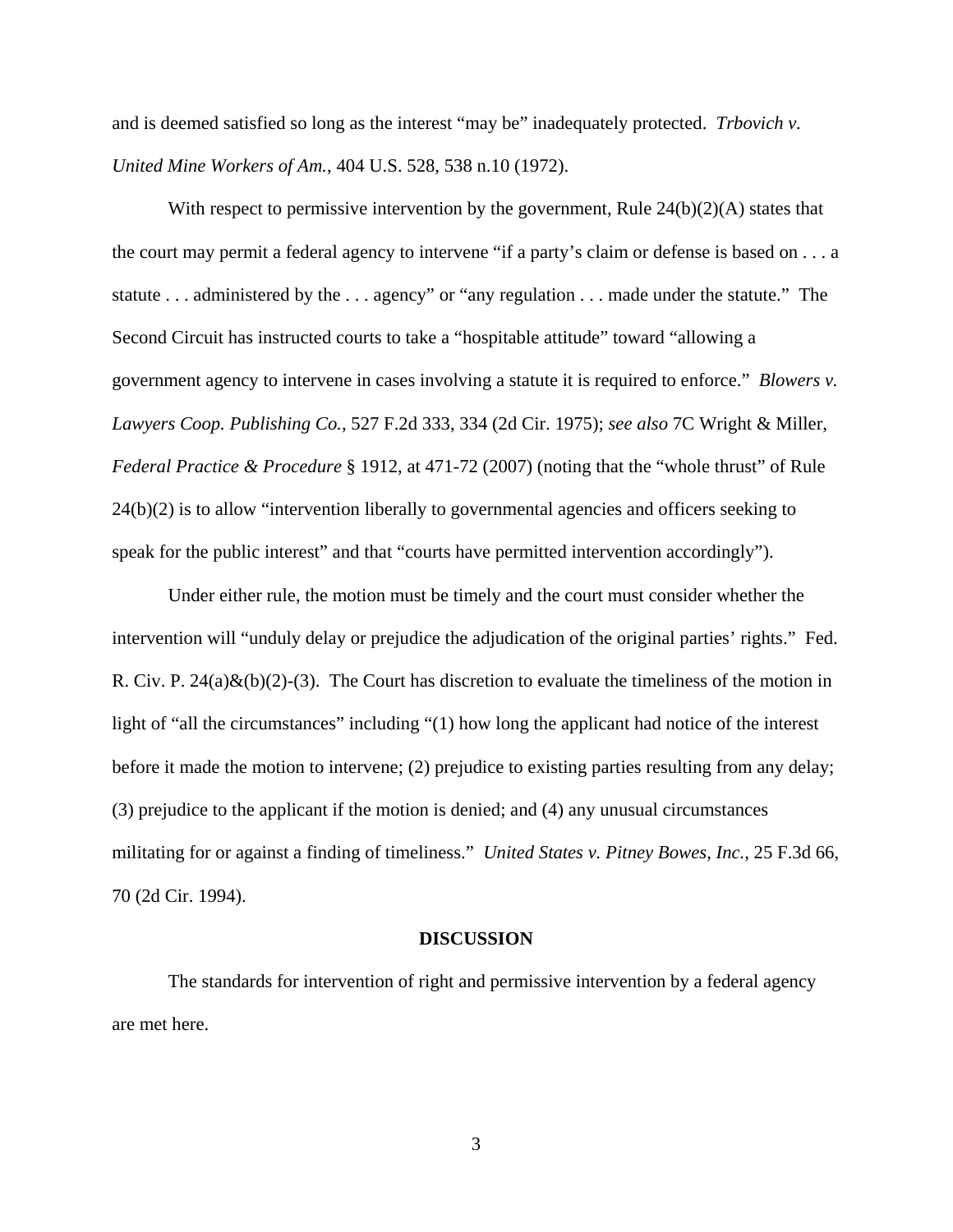and is deemed satisfied so long as the interest "may be" inadequately protected. *Trbovich v. United Mine Workers of Am.*, 404 U.S. 528, 538 n.10 (1972).

With respect to permissive intervention by the government, Rule 24(b)(2)(A) states that the court may permit a federal agency to intervene "if a party's claim or defense is based on . . . a statute . . . administered by the . . . agency" or "any regulation . . . made under the statute." The Second Circuit has instructed courts to take a "hospitable attitude" toward "allowing a government agency to intervene in cases involving a statute it is required to enforce." *Blowers v. Lawyers Coop. Publishing Co.*, 527 F.2d 333, 334 (2d Cir. 1975); *see also* 7C Wright & Miller, *Federal Practice & Procedure* § 1912, at 471-72 (2007) (noting that the "whole thrust" of Rule 24(b)(2) is to allow "intervention liberally to governmental agencies and officers seeking to speak for the public interest" and that "courts have permitted intervention accordingly").

Under either rule, the motion must be timely and the court must consider whether the intervention will "unduly delay or prejudice the adjudication of the original parties' rights." Fed. R. Civ. P. 24(a)&(b)(2)-(3). The Court has discretion to evaluate the timeliness of the motion in light of "all the circumstances" including "(1) how long the applicant had notice of the interest before it made the motion to intervene; (2) prejudice to existing parties resulting from any delay; (3) prejudice to the applicant if the motion is denied; and (4) any unusual circumstances militating for or against a finding of timeliness." *United States v. Pitney Bowes, Inc.*, 25 F.3d 66, 70 (2d Cir. 1994).

**DISCUSSION**

The standards for intervention of right and permissive intervention by a federal agency are met here.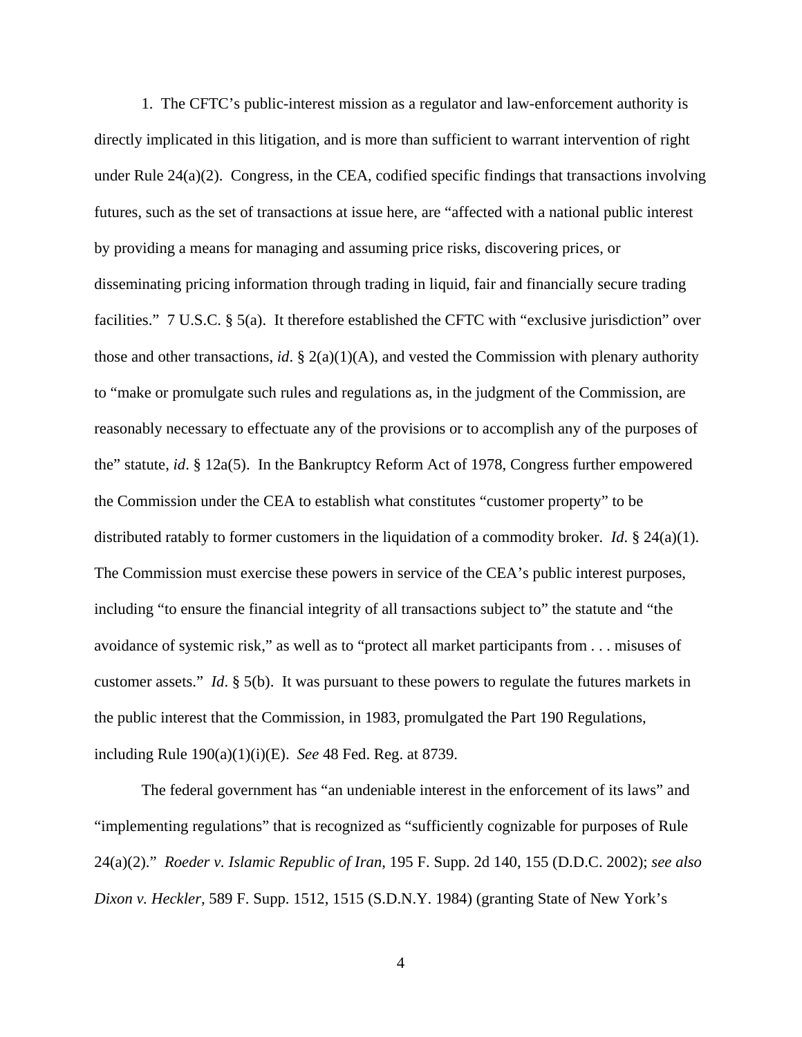1. The CFTC's public-interest mission as a regulator and law-enforcement authority is directly implicated in this litigation, and is more than sufficient to warrant intervention of right under Rule 24(a)(2). Congress, in the CEA, codified specific findings that transactions involving futures, such as the set of transactions at issue here, are "affected with a national public interest by providing a means for managing and assuming price risks, discovering prices, or disseminating pricing information through trading in liquid, fair and financially secure trading facilities." 7 U.S.C. § 5(a). It therefore established the CFTC with "exclusive jurisdiction" over those and other transactions, *id*. § 2(a)(1)(A), and vested the Commission with plenary authority to "make or promulgate such rules and regulations as, in the judgment of the Commission, are reasonably necessary to effectuate any of the provisions or to accomplish any of the purposes of the" statute, *id*. § 12a(5). In the Bankruptcy Reform Act of 1978, Congress further empowered the Commission under the CEA to establish what constitutes "customer property" to be distributed ratably to former customers in the liquidation of a commodity broker. *Id*. § 24(a)(1). The Commission must exercise these powers in service of the CEA's public interest purposes, including "to ensure the financial integrity of all transactions subject to" the statute and "the avoidance of systemic risk," as well as to "protect all market participants from . . . misuses of customer assets." *Id*. § 5(b). It was pursuant to these powers to regulate the futures markets in the public interest that the Commission, in 1983, promulgated the Part 190 Regulations, including Rule 190(a)(1)(i)(E). *See* 48 Fed. Reg. at 8739.

The federal government has "an undeniable interest in the enforcement of its laws" and "implementing regulations" that is recognized as "sufficiently cognizable for purposes of Rule 24(a)(2)." *Roeder v. Islamic Republic of Iran*, 195 F. Supp. 2d 140, 155 (D.D.C. 2002); *see also Dixon v. Heckler*, 589 F. Supp. 1512, 1515 (S.D.N.Y. 1984) (granting State of New York's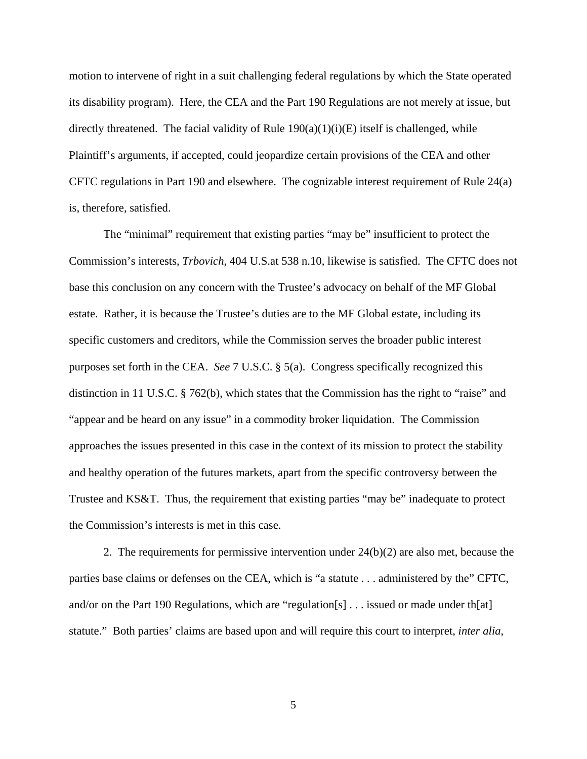motion to intervene of right in a suit challenging federal regulations by which the State operated its disability program). Here, the CEA and the Part 190 Regulations are not merely at issue, but directly threatened. The facial validity of Rule 190(a)(1)(i)(E) itself is challenged, while Plaintiff's arguments, if accepted, could jeopardize certain provisions of the CEA and other CFTC regulations in Part 190 and elsewhere. The cognizable interest requirement of Rule 24(a) is, therefore, satisfied.

The "minimal" requirement that existing parties "may be" insufficient to protect the Commission's interests, *Trbovich*, 404 U.S.at 538 n.10, likewise is satisfied. The CFTC does not base this conclusion on any concern with the Trustee's advocacy on behalf of the MF Global estate. Rather, it is because the Trustee's duties are to the MF Global estate, including its specific customers and creditors, while the Commission serves the broader public interest purposes set forth in the CEA. *See* 7 U.S.C. § 5(a). Congress specifically recognized this distinction in 11 U.S.C. § 762(b), which states that the Commission has the right to "raise" and "appear and be heard on any issue" in a commodity broker liquidation. The Commission approaches the issues presented in this case in the context of its mission to protect the stability and healthy operation of the futures markets, apart from the specific controversy between the Trustee and KS&T. Thus, the requirement that existing parties "may be" inadequate to protect the Commission's interests is met in this case.

2. The requirements for permissive intervention under 24(b)(2) are also met, because the parties base claims or defenses on the CEA, which is "a statute . . . administered by the" CFTC, and/or on the Part 190 Regulations, which are "regulation[s] . . . issued or made under th[at] statute." Both parties' claims are based upon and will require this court to interpret, *inter alia*,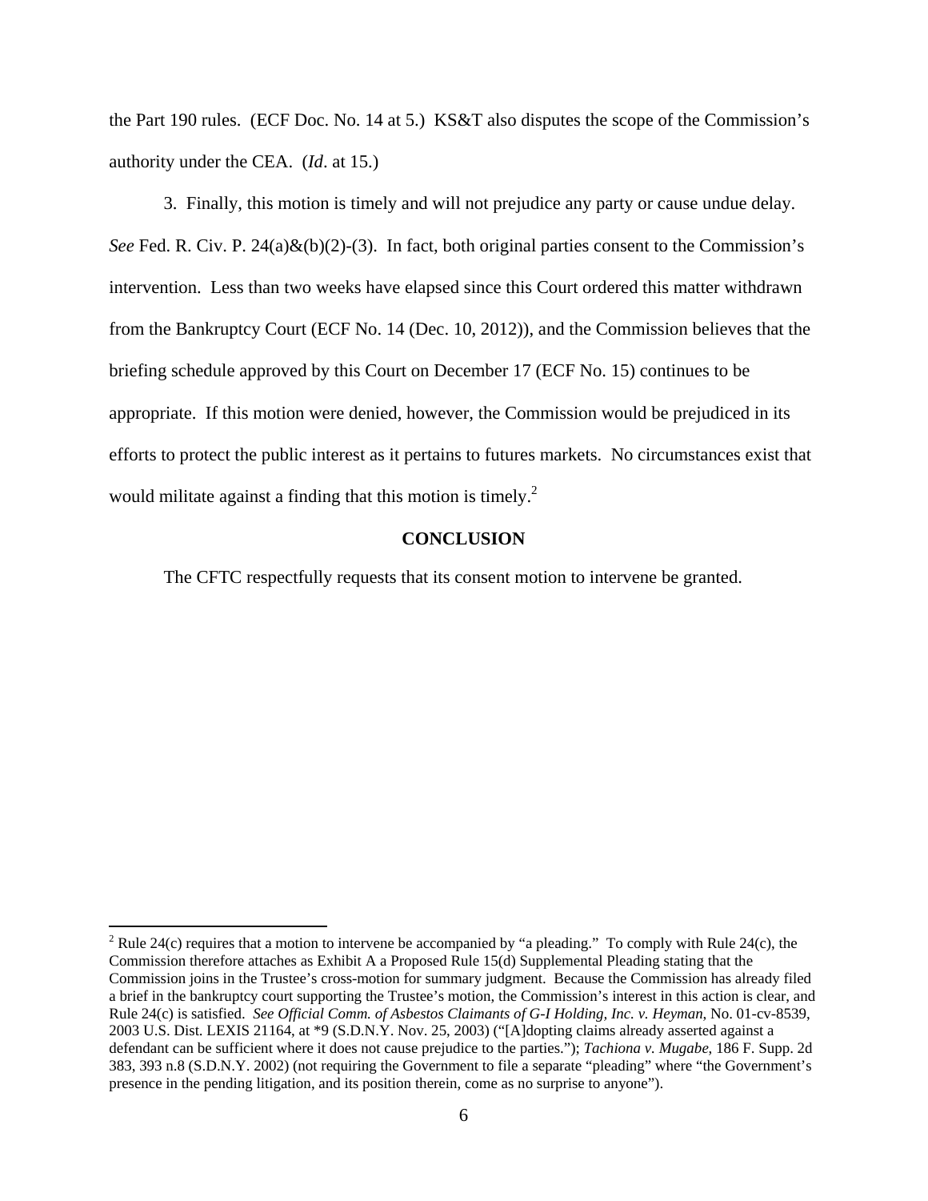the Part 190 rules. (ECF Doc. No. 14 at 5.) KS&T also disputes the scope of the Commission's authority under the CEA. (*Id*. at 15.)

3. Finally, this motion is timely and will not prejudice any party or cause undue delay. *See* Fed. R. Civ. P. 24(a)&(b)(2)-(3). In fact, both original parties consent to the Commission's intervention. Less than two weeks have elapsed since this Court ordered this matter withdrawn from the Bankruptcy Court (ECF No. 14 (Dec. 10, 2012)), and the Commission believes that the briefing schedule approved by this Court on December 17 (ECF No. 15) continues to be appropriate. If this motion were denied, however, the Commission would be prejudiced in its efforts to protect the public interest as it pertains to futures markets. No circumstances exist that would militate against a finding that this motion is timely.[2]

**CONCLUSION**

The CFTC respectfully requests that its consent motion to intervene be granted.

---

[2] Rule 24(c) requires that a motion to intervene be accompanied by "a pleading." To comply with Rule 24(c), the Commission therefore attaches as Exhibit A a Proposed Rule 15(d) Supplemental Pleading stating that the Commission joins in the Trustee's cross-motion for summary judgment. Because the Commission has already filed a brief in the bankruptcy court supporting the Trustee's motion, the Commission's interest in this action is clear, and Rule 24(c) is satisfied. *See Official Comm. of Asbestos Claimants of G-I Holding, Inc. v. Heyman*, No. 01-cv-8539, 2003 U.S. Dist. LEXIS 21164, at *9 (S.D.N.Y. Nov. 25, 2003) ("[A]dopting claims already asserted against a defendant can be sufficient where it does not cause prejudice to the parties."); *Tachiona v. Mugabe*, 186 F. Supp. 2d 383, 393 n.8 (S.D.N.Y. 2002) (not requiring the Government to file a separate "pleading" where "the Government's presence in the pending litigation, and its position therein, come as no surprise to anyone").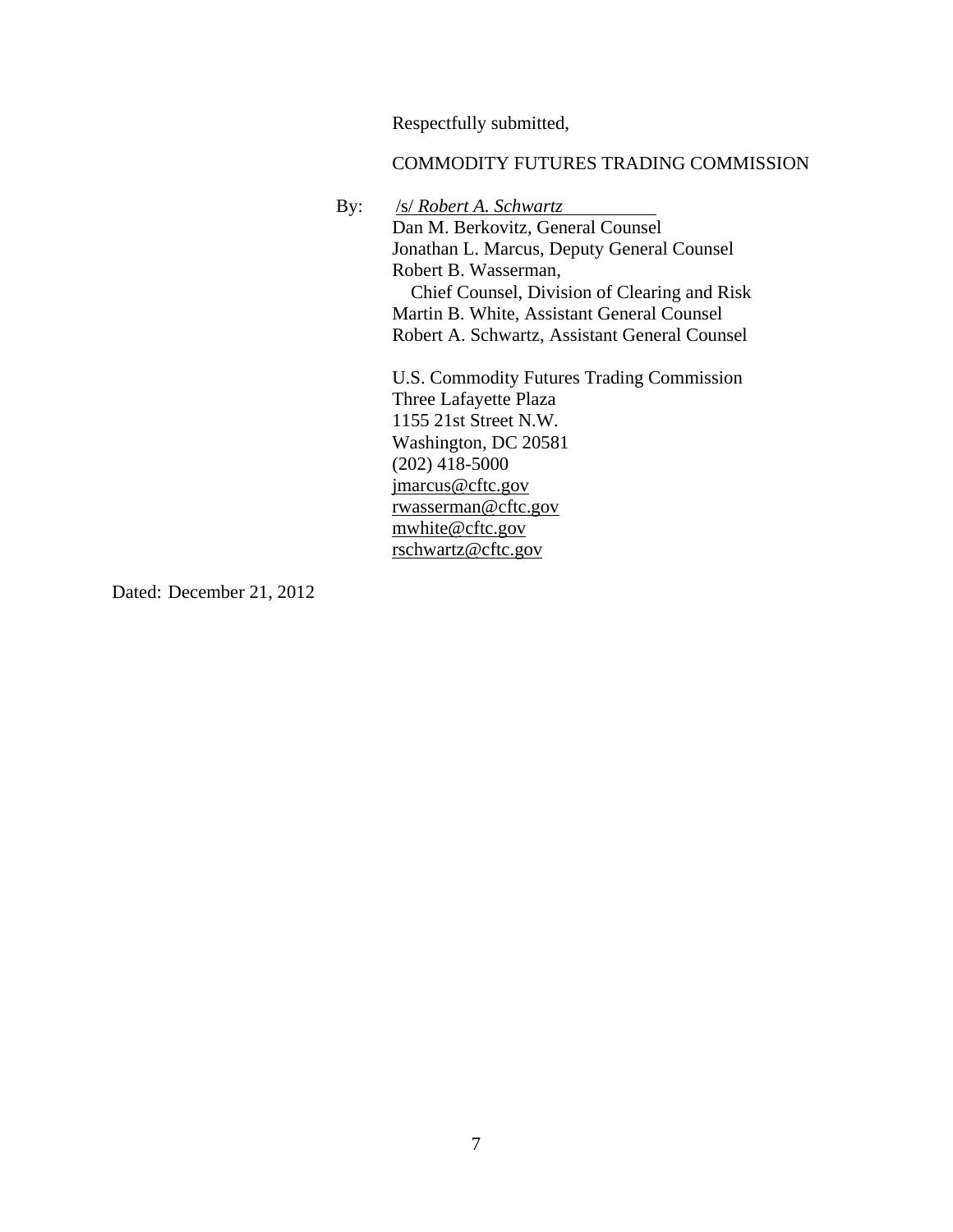Respectfully submitted,

COMMODITY FUTURES TRADING COMMISSION

By: /s/ *Robert A. Schwartz*
Dan M. Berkovitz, General Counsel
Jonathan L. Marcus, Deputy General Counsel
Robert B. Wasserman,
Chief Counsel, Division of Clearing and Risk
Martin B. White, Assistant General Counsel
Robert A. Schwartz, Assistant General Counsel

U.S. Commodity Futures Trading Commission
Three Lafayette Plaza
1155 21st Street N.W.
Washington, DC 20581
(202) 418-5000
jmarcus@cftc.gov
rwasserman@cftc.gov
mwhite@cftc.gov
rschwartz@cftc.gov

Dated: December 21, 2012